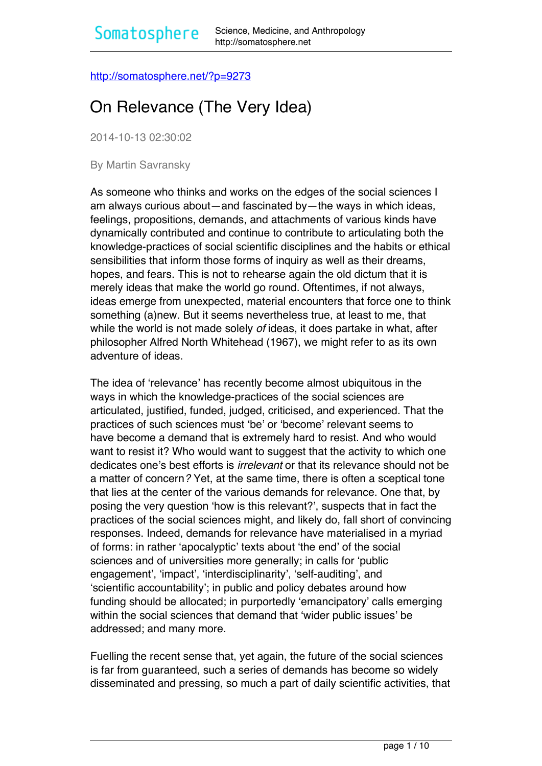http://somatosphere.net/?p=9273

# On Relevance (The Very Idea)

2014-10-13 02:30:02

By Martin Savransky

As someone who thinks and works on the edges of the social sciences I am always curious about—and fascinated by—the ways in which ideas, feelings, propositions, demands, and attachments of various kinds have dynamically contributed and continue to contribute to articulating both the knowledge-practices of social scientific disciplines and the habits or ethical sensibilities that inform those forms of inquiry as well as their dreams, hopes, and fears. This is not to rehearse again the old dictum that it is merely ideas that make the world go round. Oftentimes, if not always, ideas emerge from unexpected, material encounters that force one to think something (a)new. But it seems nevertheless true, at least to me, that while the world is not made solely *of* ideas, it does partake in what, after philosopher Alfred North Whitehead (1967), we might refer to as its own adventure of ideas.

The idea of 'relevance' has recently become almost ubiquitous in the ways in which the knowledge-practices of the social sciences are articulated, justified, funded, judged, criticised, and experienced. That the practices of such sciences must 'be' or 'become' relevant seems to have become a demand that is extremely hard to resist. And who would want to resist it? Who would want to suggest that the activity to which one dedicates one's best efforts is *irrelevant* or that its relevance should not be a matter of concern*?* Yet, at the same time, there is often a sceptical tone that lies at the center of the various demands for relevance. One that, by posing the very question 'how is this relevant?', suspects that in fact the practices of the social sciences might, and likely do, fall short of convincing responses. Indeed, demands for relevance have materialised in a myriad of forms: in rather 'apocalyptic' texts about 'the end' of the social sciences and of universities more generally; in calls for 'public engagement', 'impact', 'interdisciplinarity', 'self-auditing', and 'scientific accountability'; in public and policy debates around how funding should be allocated; in purportedly 'emancipatory' calls emerging within the social sciences that demand that 'wider public issues' be addressed; and many more.

Fuelling the recent sense that, yet again, the future of the social sciences is far from guaranteed, such a series of demands has become so widely disseminated and pressing, so much a part of daily scientific activities, that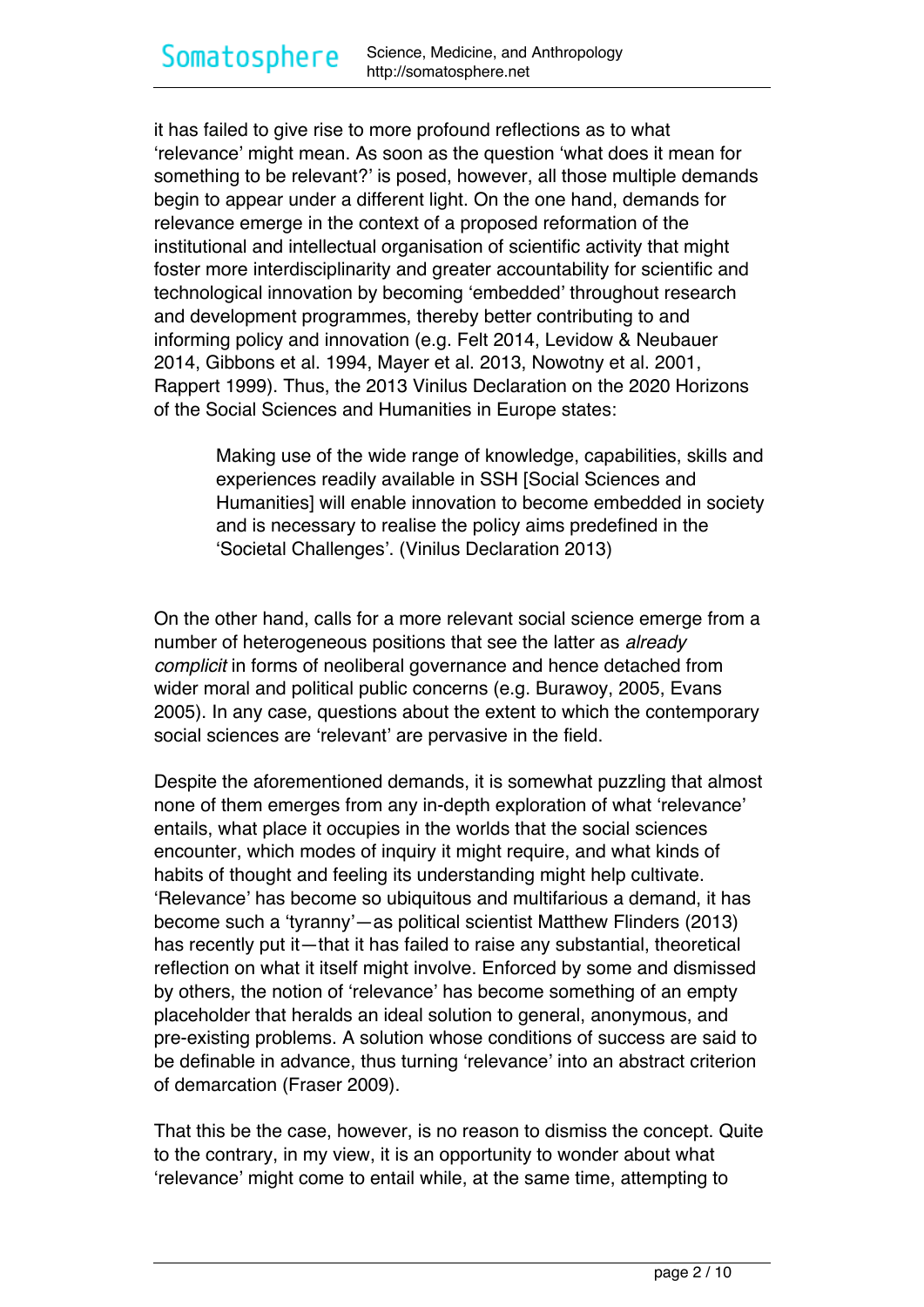it has failed to give rise to more profound reflections as to what 'relevance' might mean. As soon as the question 'what does it mean for something to be relevant?' is posed, however, all those multiple demands begin to appear under a different light. On the one hand, demands for relevance emerge in the context of a proposed reformation of the institutional and intellectual organisation of scientific activity that might foster more interdisciplinarity and greater accountability for scientific and technological innovation by becoming 'embedded' throughout research and development programmes, thereby better contributing to and informing policy and innovation (e.g. Felt 2014, Levidow & Neubauer 2014, Gibbons et al. 1994, Mayer et al. 2013, Nowotny et al. 2001, Rappert 1999). Thus, the 2013 Vinilus Declaration on the 2020 Horizons of the Social Sciences and Humanities in Europe states:

> Making use of the wide range of knowledge, capabilities, skills and experiences readily available in SSH [Social Sciences and Humanities] will enable innovation to become embedded in society and is necessary to realise the policy aims predefined in the 'Societal Challenges'. (Vinilus Declaration 2013)

On the other hand, calls for a more relevant social science emerge from a number of heterogeneous positions that see the latter as *already complicit* in forms of neoliberal governance and hence detached from wider moral and political public concerns (e.g. Burawoy, 2005, Evans 2005). In any case, questions about the extent to which the contemporary social sciences are 'relevant' are pervasive in the field.

Despite the aforementioned demands, it is somewhat puzzling that almost none of them emerges from any in-depth exploration of what 'relevance' entails, what place it occupies in the worlds that the social sciences encounter, which modes of inquiry it might require, and what kinds of habits of thought and feeling its understanding might help cultivate. 'Relevance' has become so ubiquitous and multifarious a demand, it has become such a 'tyranny'—as political scientist Matthew Flinders (2013) has recently put it—that it has failed to raise any substantial, theoretical reflection on what it itself might involve. Enforced by some and dismissed by others, the notion of 'relevance' has become something of an empty placeholder that heralds an ideal solution to general, anonymous, and pre-existing problems. A solution whose conditions of success are said to be definable in advance, thus turning 'relevance' into an abstract criterion of demarcation (Fraser 2009).

That this be the case, however, is no reason to dismiss the concept. Quite to the contrary, in my view, it is an opportunity to wonder about what 'relevance' might come to entail while, at the same time, attempting to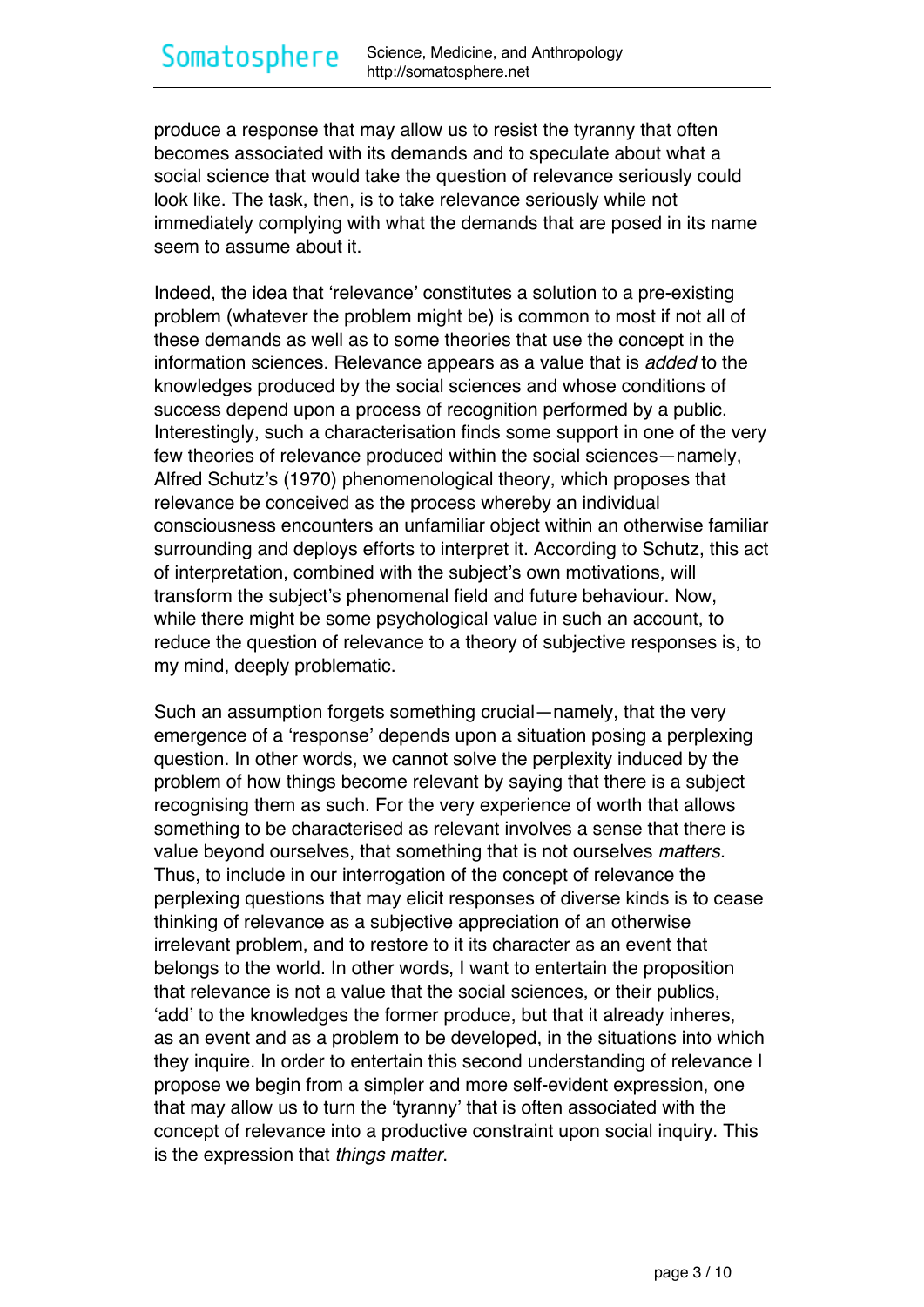produce a response that may allow us to resist the tyranny that often becomes associated with its demands and to speculate about what a social science that would take the question of relevance seriously could look like. The task, then, is to take relevance seriously while not immediately complying with what the demands that are posed in its name seem to assume about it.

Indeed, the idea that 'relevance' constitutes a solution to a pre-existing problem (whatever the problem might be) is common to most if not all of these demands as well as to some theories that use the concept in the information sciences. Relevance appears as a value that is *added* to the knowledges produced by the social sciences and whose conditions of success depend upon a process of recognition performed by a public. Interestingly, such a characterisation finds some support in one of the very few theories of relevance produced within the social sciences—namely, Alfred Schutz's (1970) phenomenological theory, which proposes that relevance be conceived as the process whereby an individual consciousness encounters an unfamiliar object within an otherwise familiar surrounding and deploys efforts to interpret it. According to Schutz, this act of interpretation, combined with the subject's own motivations, will transform the subject's phenomenal field and future behaviour. Now, while there might be some psychological value in such an account, to reduce the question of relevance to a theory of subjective responses is, to my mind, deeply problematic.

Such an assumption forgets something crucial—namely, that the very emergence of a 'response' depends upon a situation posing a perplexing question. In other words, we cannot solve the perplexity induced by the problem of how things become relevant by saying that there is a subject recognising them as such. For the very experience of worth that allows something to be characterised as relevant involves a sense that there is value beyond ourselves, that something that is not ourselves *matters.* Thus, to include in our interrogation of the concept of relevance the perplexing questions that may elicit responses of diverse kinds is to cease thinking of relevance as a subjective appreciation of an otherwise irrelevant problem, and to restore to it its character as an event that belongs to the world. In other words, I want to entertain the proposition that relevance is not a value that the social sciences, or their publics, 'add' to the knowledges the former produce, but that it already inheres, as an event and as a problem to be developed, in the situations into which they inquire. In order to entertain this second understanding of relevance I propose we begin from a simpler and more self-evident expression, one that may allow us to turn the 'tyranny' that is often associated with the concept of relevance into a productive constraint upon social inquiry. This is the expression that *things matter*.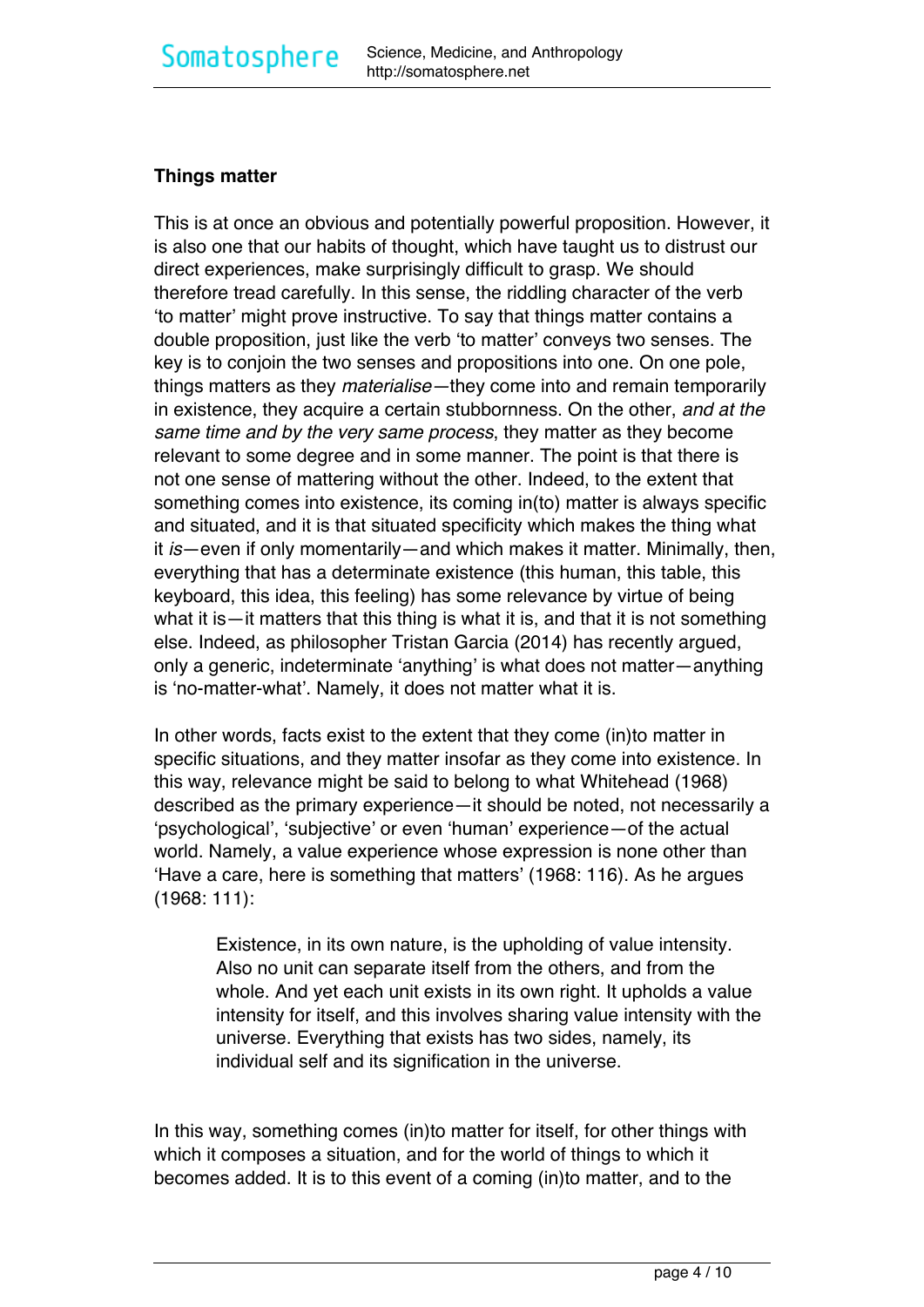**Things matter**

This is at once an obvious and potentially powerful proposition. However, it is also one that our habits of thought, which have taught us to distrust our direct experiences, make surprisingly difficult to grasp. We should therefore tread carefully. In this sense, the riddling character of the verb 'to matter' might prove instructive. To say that things matter contains a double proposition, just like the verb 'to matter' conveys two senses. The key is to conjoin the two senses and propositions into one. On one pole, things matters as they *materialise*—they come into and remain temporarily in existence, they acquire a certain stubbornness. On the other, *and at the same time and by the very same process*, they matter as they become relevant to some degree and in some manner. The point is that there is not one sense of mattering without the other. Indeed, to the extent that something comes into existence, its coming in(to) matter is always specific and situated, and it is that situated specificity which makes the thing what it *is*—even if only momentarily—and which makes it matter. Minimally, then, everything that has a determinate existence (this human, this table, this keyboard, this idea, this feeling) has some relevance by virtue of being what it is—it matters that this thing is what it is, and that it is not something else. Indeed, as philosopher Tristan Garcia (2014) has recently argued, only a generic, indeterminate 'anything' is what does not matter—anything is 'no-matter-what'. Namely, it does not matter what it is.

In other words, facts exist to the extent that they come (in)to matter in specific situations, and they matter insofar as they come into existence. In this way, relevance might be said to belong to what Whitehead (1968) described as the primary experience—it should be noted, not necessarily a 'psychological', 'subjective' or even 'human' experience—of the actual world. Namely, a value experience whose expression is none other than 'Have a care, here is something that matters' (1968: 116). As he argues (1968: 111):

> Existence, in its own nature, is the upholding of value intensity. Also no unit can separate itself from the others, and from the whole. And yet each unit exists in its own right. It upholds a value intensity for itself, and this involves sharing value intensity with the universe. Everything that exists has two sides, namely, its individual self and its signification in the universe.

In this way, something comes (in)to matter for itself, for other things with which it composes a situation, and for the world of things to which it becomes added. It is to this event of a coming (in)to matter, and to the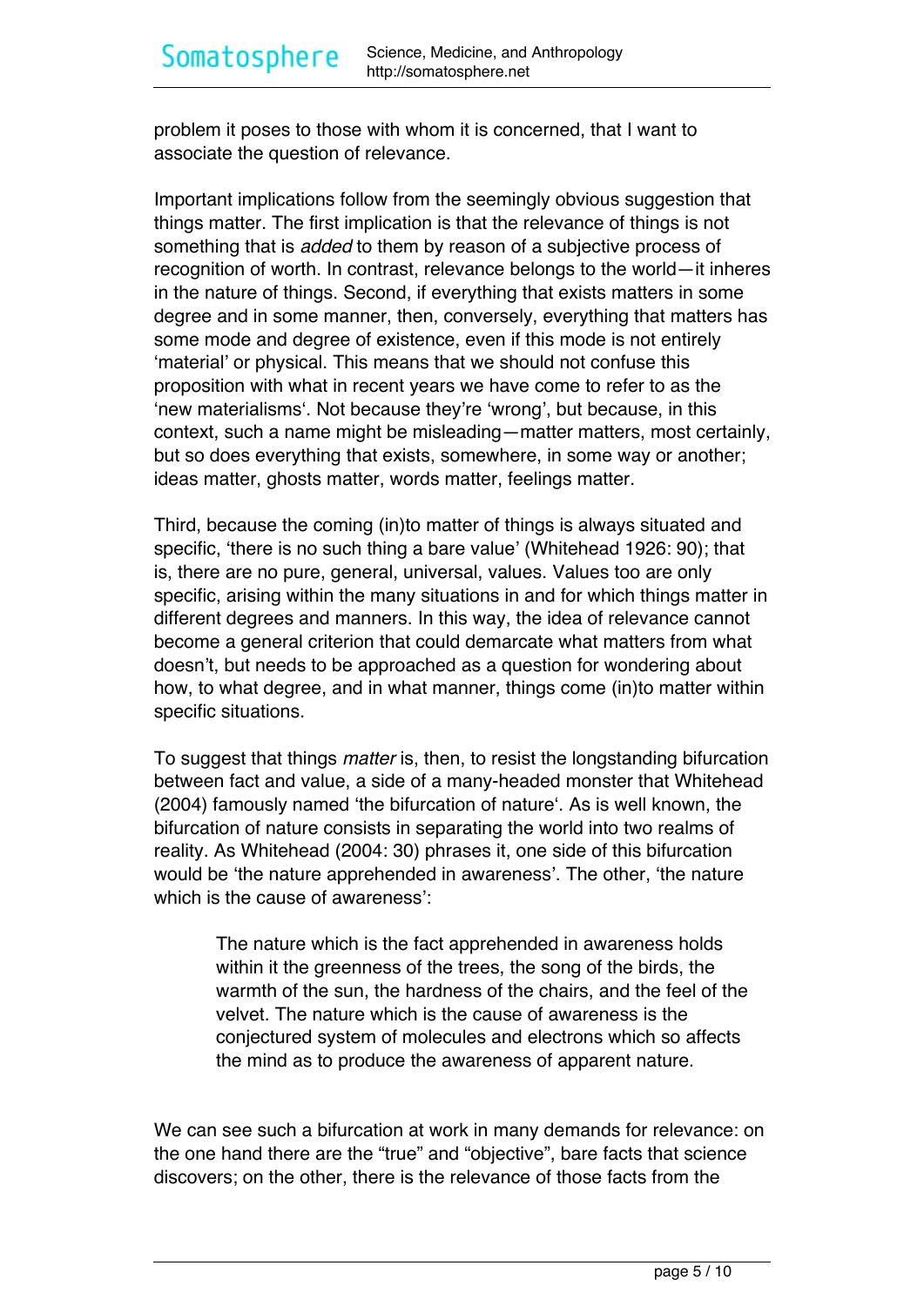problem it poses to those with whom it is concerned, that I want to associate the question of relevance.

Important implications follow from the seemingly obvious suggestion that things matter. The first implication is that the relevance of things is not something that is *added* to them by reason of a subjective process of recognition of worth. In contrast, relevance belongs to the world—it inheres in the nature of things. Second, if everything that exists matters in some degree and in some manner, then, conversely, everything that matters has some mode and degree of existence, even if this mode is not entirely 'material' or physical. This means that we should not confuse this proposition with what in recent years we have come to refer to as the 'new materialisms'. Not because they're 'wrong', but because, in this context, such a name might be misleading—matter matters, most certainly, but so does everything that exists, somewhere, in some way or another; ideas matter, ghosts matter, words matter, feelings matter.

Third, because the coming (in)to matter of things is always situated and specific, 'there is no such thing a bare value' (Whitehead 1926: 90); that is, there are no pure, general, universal, values. Values too are only specific, arising within the many situations in and for which things matter in different degrees and manners. In this way, the idea of relevance cannot become a general criterion that could demarcate what matters from what doesn't, but needs to be approached as a question for wondering about how, to what degree, and in what manner, things come (in)to matter within specific situations.

To suggest that things *matter* is, then, to resist the longstanding bifurcation between fact and value, a side of a many-headed monster that Whitehead (2004) famously named 'the bifurcation of nature'. As is well known, the bifurcation of nature consists in separating the world into two realms of reality. As Whitehead (2004: 30) phrases it, one side of this bifurcation would be 'the nature apprehended in awareness'. The other, 'the nature which is the cause of awareness':

> The nature which is the fact apprehended in awareness holds within it the greenness of the trees, the song of the birds, the warmth of the sun, the hardness of the chairs, and the feel of the velvet. The nature which is the cause of awareness is the conjectured system of molecules and electrons which so affects the mind as to produce the awareness of apparent nature.

We can see such a bifurcation at work in many demands for relevance: on the one hand there are the "true" and "objective", bare facts that science discovers; on the other, there is the relevance of those facts from the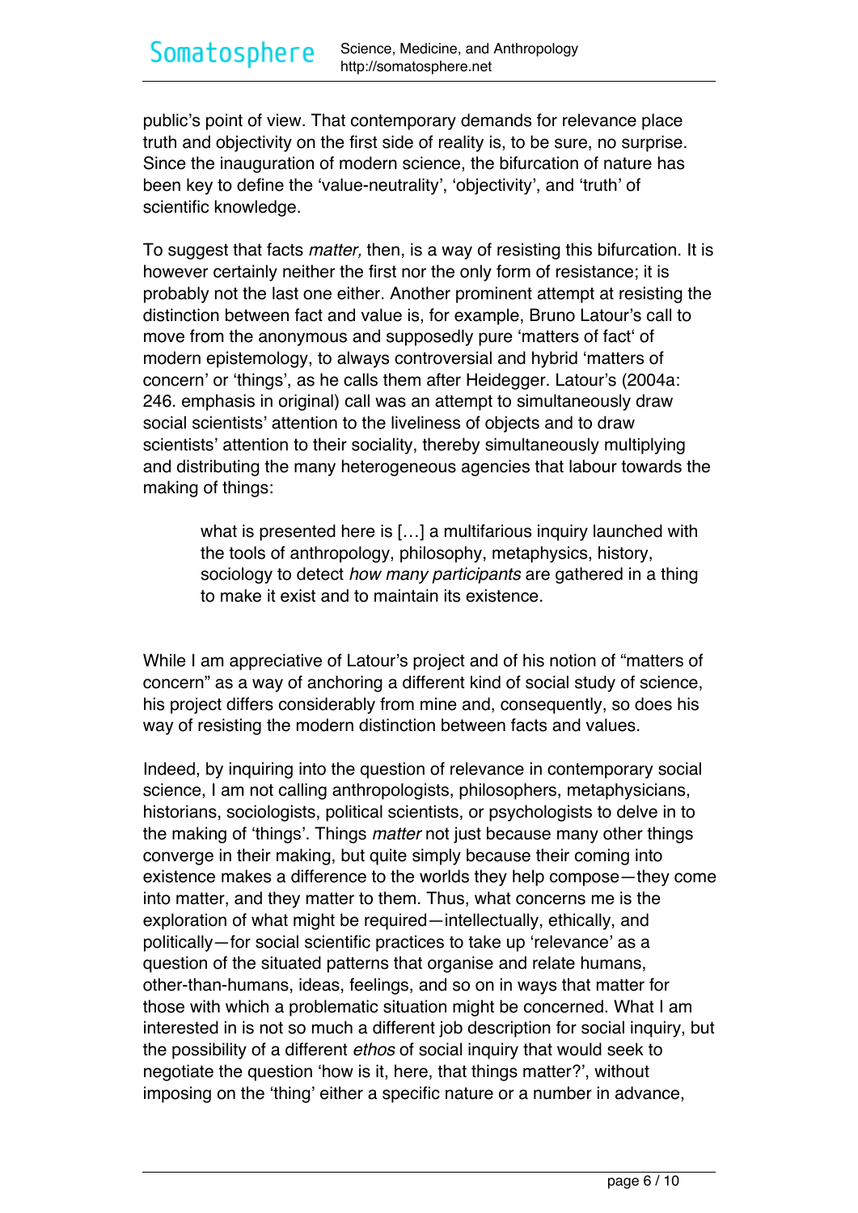public's point of view. That contemporary demands for relevance place truth and objectivity on the first side of reality is, to be sure, no surprise. Since the inauguration of modern science, the bifurcation of nature has been key to define the 'value-neutrality', 'objectivity', and 'truth' of scientific knowledge.

To suggest that facts *matter,* then, is a way of resisting this bifurcation. It is however certainly neither the first nor the only form of resistance; it is probably not the last one either. Another prominent attempt at resisting the distinction between fact and value is, for example, Bruno Latour's call to move from the anonymous and supposedly pure 'matters of fact' of modern epistemology, to always controversial and hybrid 'matters of concern' or 'things', as he calls them after Heidegger. Latour's (2004a: 246. emphasis in original) call was an attempt to simultaneously draw social scientists' attention to the liveliness of objects and to draw scientists' attention to their sociality, thereby simultaneously multiplying and distributing the many heterogeneous agencies that labour towards the making of things:

> what is presented here is […] a multifarious inquiry launched with the tools of anthropology, philosophy, metaphysics, history, sociology to detect *how many participants* are gathered in a thing to make it exist and to maintain its existence.

While I am appreciative of Latour's project and of his notion of "matters of concern" as a way of anchoring a different kind of social study of science, his project differs considerably from mine and, consequently, so does his way of resisting the modern distinction between facts and values.

Indeed, by inquiring into the question of relevance in contemporary social science, I am not calling anthropologists, philosophers, metaphysicians, historians, sociologists, political scientists, or psychologists to delve in to the making of 'things'. Things *matter* not just because many other things converge in their making, but quite simply because their coming into existence makes a difference to the worlds they help compose—they come into matter, and they matter to them. Thus, what concerns me is the exploration of what might be required—intellectually, ethically, and politically—for social scientific practices to take up 'relevance' as a question of the situated patterns that organise and relate humans, other-than-humans, ideas, feelings, and so on in ways that matter for those with which a problematic situation might be concerned. What I am interested in is not so much a different job description for social inquiry, but the possibility of a different *ethos* of social inquiry that would seek to negotiate the question 'how is it, here, that things matter?', without imposing on the 'thing' either a specific nature or a number in advance,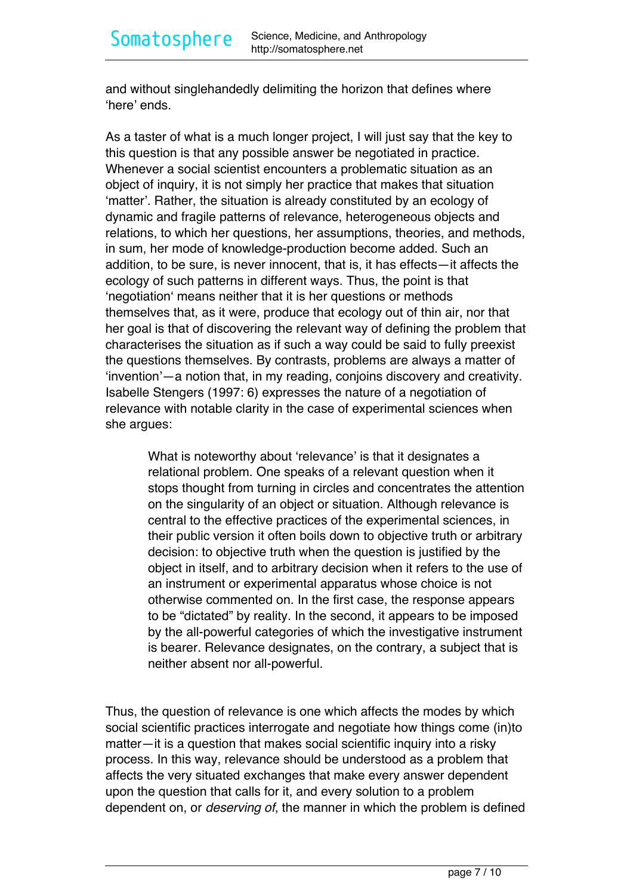and without singlehandedly delimiting the horizon that defines where 'here' ends.

As a taster of what is a much longer project, I will just say that the key to this question is that any possible answer be negotiated in practice. Whenever a social scientist encounters a problematic situation as an object of inquiry, it is not simply her practice that makes that situation 'matter'. Rather, the situation is already constituted by an ecology of dynamic and fragile patterns of relevance, heterogeneous objects and relations, to which her questions, her assumptions, theories, and methods, in sum, her mode of knowledge-production become added. Such an addition, to be sure, is never innocent, that is, it has effects—it affects the ecology of such patterns in different ways. Thus, the point is that 'negotiation' means neither that it is her questions or methods themselves that, as it were, produce that ecology out of thin air, nor that her goal is that of discovering the relevant way of defining the problem that characterises the situation as if such a way could be said to fully preexist the questions themselves. By contrasts, problems are always a matter of 'invention'—a notion that, in my reading, conjoins discovery and creativity. Isabelle Stengers (1997: 6) expresses the nature of a negotiation of relevance with notable clarity in the case of experimental sciences when she argues:

> What is noteworthy about 'relevance' is that it designates a relational problem. One speaks of a relevant question when it stops thought from turning in circles and concentrates the attention on the singularity of an object or situation. Although relevance is central to the effective practices of the experimental sciences, in their public version it often boils down to objective truth or arbitrary decision: to objective truth when the question is justified by the object in itself, and to arbitrary decision when it refers to the use of an instrument or experimental apparatus whose choice is not otherwise commented on. In the first case, the response appears to be "dictated" by reality. In the second, it appears to be imposed by the all-powerful categories of which the investigative instrument is bearer. Relevance designates, on the contrary, a subject that is neither absent nor all-powerful.

Thus, the question of relevance is one which affects the modes by which social scientific practices interrogate and negotiate how things come (in)to matter—it is a question that makes social scientific inquiry into a risky process. In this way, relevance should be understood as a problem that affects the very situated exchanges that make every answer dependent upon the question that calls for it, and every solution to a problem dependent on, or *deserving of*, the manner in which the problem is defined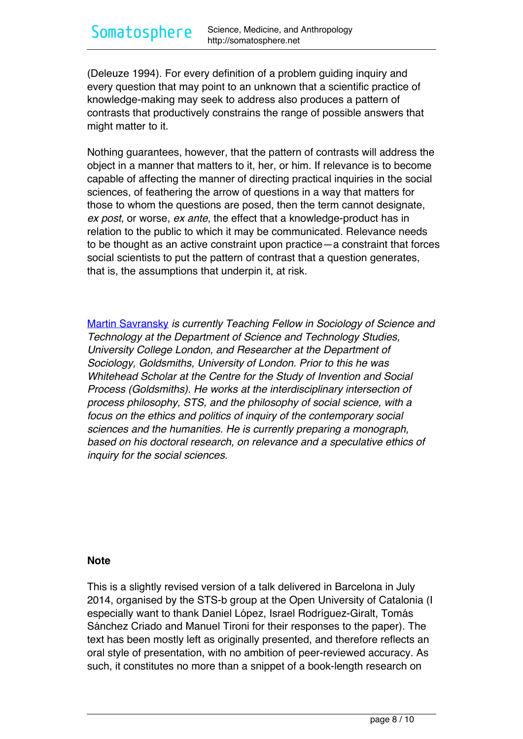(Deleuze 1994). For every definition of a problem guiding inquiry and every question that may point to an unknown that a scientific practice of knowledge-making may seek to address also produces a pattern of contrasts that productively constrains the range of possible answers that might matter to it.

Nothing guarantees, however, that the pattern of contrasts will address the object in a manner that matters to it, her, or him. If relevance is to become capable of affecting the manner of directing practical inquiries in the social sciences, of feathering the arrow of questions in a way that matters for those to whom the questions are posed, then the term cannot designate, *ex post*, or worse, *ex ante*, the effect that a knowledge-product has in relation to the public to which it may be communicated. Relevance needs to be thought as an active constraint upon practice—a constraint that forces social scientists to put the pattern of contrast that a question generates, that is, the assumptions that underpin it, at risk.

[Martin Savransky](#) *is currently Teaching Fellow in Sociology of Science and Technology at the Department of Science and Technology Studies, University College London, and Researcher at the Department of Sociology, Goldsmiths, University of London. Prior to this he was Whitehead Scholar at the Centre for the Study of Invention and Social Process (Goldsmiths). He works at the interdisciplinary intersection of process philosophy, STS, and the philosophy of social science, with a focus on the ethics and politics of inquiry of the contemporary social sciences and the humanities. He is currently preparing a monograph, based on his doctoral research, on relevance and a speculative ethics of inquiry for the social sciences.*

**Note**

This is a slightly revised version of a talk delivered in Barcelona in July 2014, organised by the STS-b group at the Open University of Catalonia (I especially want to thank Daniel López, Israel Rodríguez-Giralt, Tomás Sánchez Criado and Manuel Tironi for their responses to the paper). The text has been mostly left as originally presented, and therefore reflects an oral style of presentation, with no ambition of peer-reviewed accuracy. As such, it constitutes no more than a snippet of a book-length research on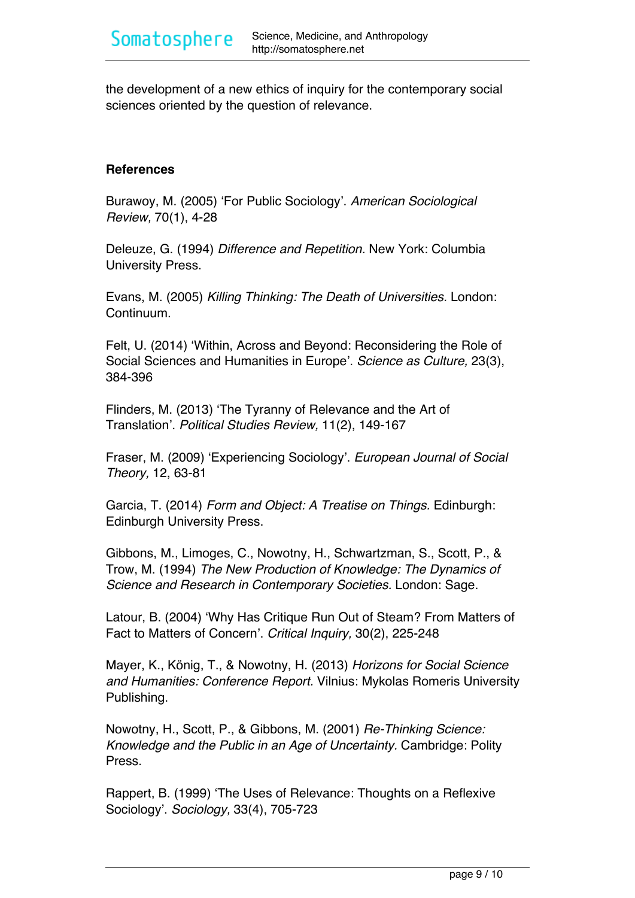the development of a new ethics of inquiry for the contemporary social sciences oriented by the question of relevance.

**References**

Burawoy, M. (2005) 'For Public Sociology'. *American Sociological Review,* 70(1), 4-28

Deleuze, G. (1994) *Difference and Repetition.* New York: Columbia University Press.

Evans, M. (2005) *Killing Thinking: The Death of Universities.* London: Continuum.

Felt, U. (2014) 'Within, Across and Beyond: Reconsidering the Role of Social Sciences and Humanities in Europe'. *Science as Culture,* 23(3), 384-396

Flinders, M. (2013) 'The Tyranny of Relevance and the Art of Translation'. *Political Studies Review,* 11(2), 149-167

Fraser, M. (2009) 'Experiencing Sociology'. *European Journal of Social Theory,* 12, 63-81

Garcia, T. (2014) *Form and Object: A Treatise on Things.* Edinburgh: Edinburgh University Press.

Gibbons, M., Limoges, C., Nowotny, H., Schwartzman, S., Scott, P., & Trow, M. (1994) *The New Production of Knowledge: The Dynamics of Science and Research in Contemporary Societies.* London: Sage.

Latour, B. (2004) 'Why Has Critique Run Out of Steam? From Matters of Fact to Matters of Concern'. *Critical Inquiry,* 30(2), 225-248

Mayer, K., König, T., & Nowotny, H. (2013) *Horizons for Social Science and Humanities: Conference Report.* Vilnius: Mykolas Romeris University Publishing.

Nowotny, H., Scott, P., & Gibbons, M. (2001) *Re-Thinking Science: Knowledge and the Public in an Age of Uncertainty.* Cambridge: Polity Press.

Rappert, B. (1999) 'The Uses of Relevance: Thoughts on a Reflexive Sociology'. *Sociology,* 33(4), 705-723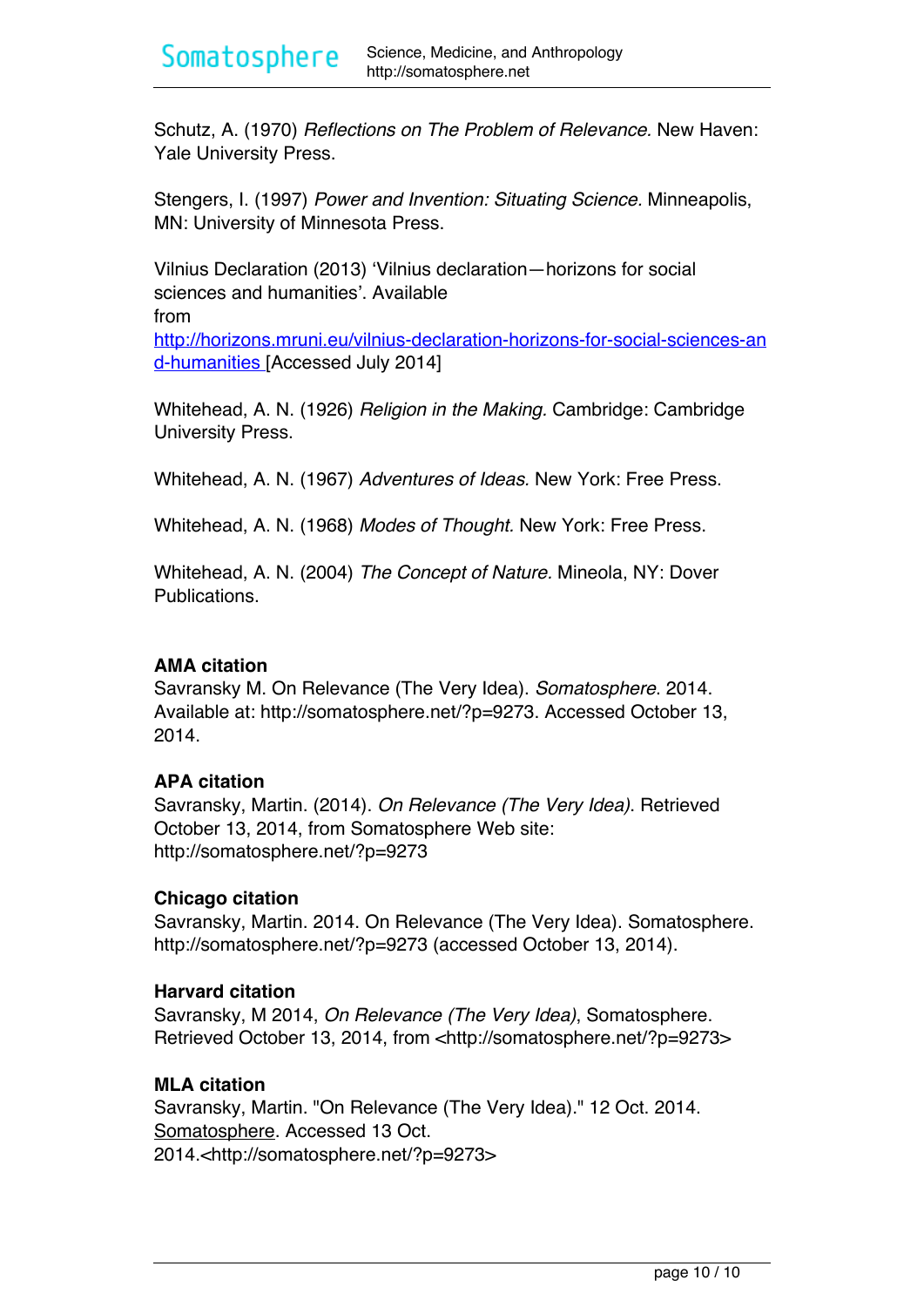Schutz, A. (1970) *Reflections on The Problem of Relevance.* New Haven: Yale University Press.

Stengers, I. (1997) *Power and Invention: Situating Science.* Minneapolis, MN: University of Minnesota Press.

Vilnius Declaration (2013) 'Vilnius declaration—horizons for social sciences and humanities'. Available from [http://horizons.mruni.eu/vilnius-declaration-horizons-for-social-sciences-and-humanities](http://horizons.mruni.eu/vilnius-declaration-horizons-for-social-sciences-and-humanities) [Accessed July 2014]

Whitehead, A. N. (1926) *Religion in the Making.* Cambridge: Cambridge University Press.

Whitehead, A. N. (1967) *Adventures of Ideas.* New York: Free Press.

Whitehead, A. N. (1968) *Modes of Thought.* New York: Free Press.

Whitehead, A. N. (2004) *The Concept of Nature.* Mineola, NY: Dover Publications.

**AMA citation**
Savransky M. On Relevance (The Very Idea). *Somatosphere.* 2014. Available at: http://somatosphere.net/?p=9273. Accessed October 13, 2014.

**APA citation**
Savransky, Martin. (2014). *On Relevance (The Very Idea).* Retrieved October 13, 2014, from Somatosphere Web site: http://somatosphere.net/?p=9273

**Chicago citation**
Savransky, Martin. 2014. On Relevance (The Very Idea). Somatosphere. http://somatosphere.net/?p=9273 (accessed October 13, 2014).

**Harvard citation**
Savransky, M 2014, *On Relevance (The Very Idea)*, Somatosphere. Retrieved October 13, 2014, from <http://somatosphere.net/?p=9273>

**MLA citation**
Savransky, Martin. "On Relevance (The Very Idea)." 12 Oct. 2014. Somatosphere. Accessed 13 Oct. 2014.<http://somatosphere.net/?p=9273>